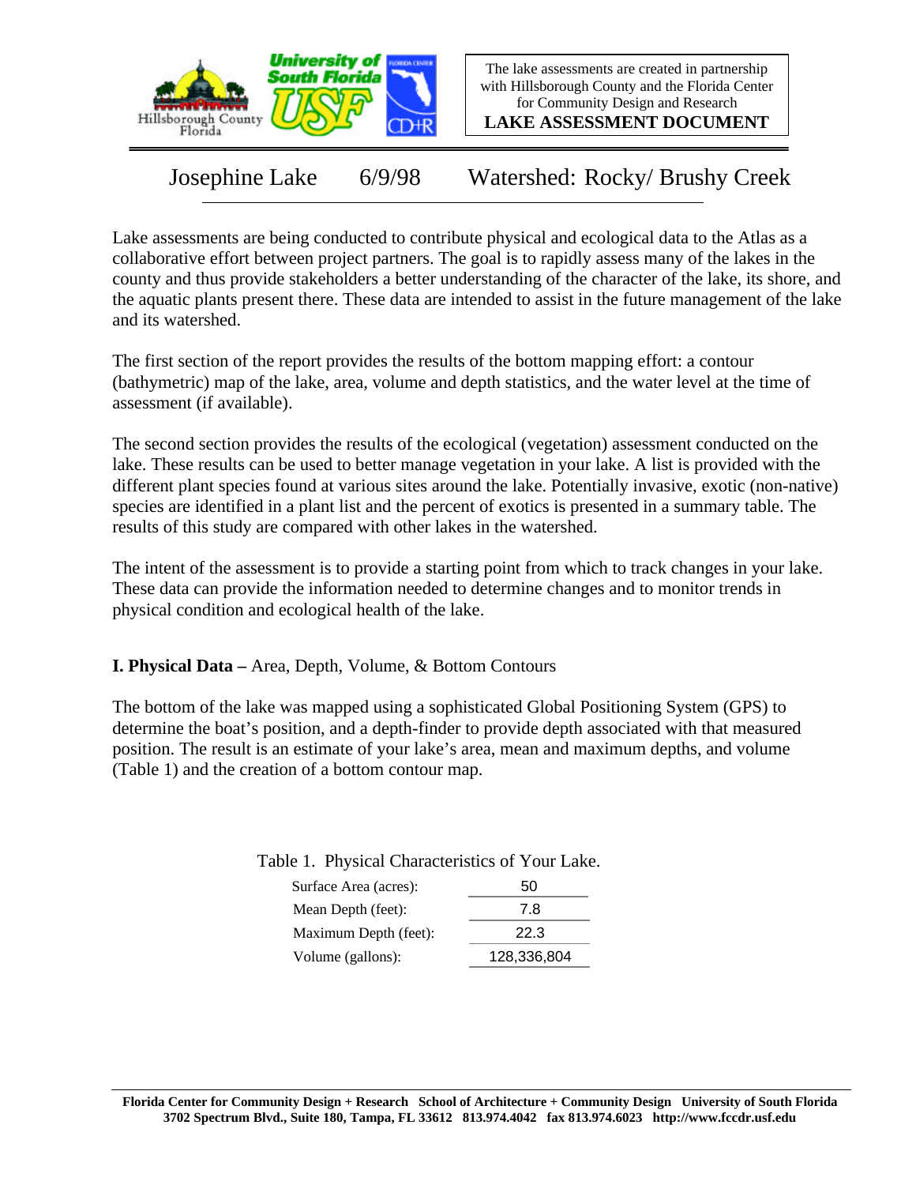The lake assessments are created in partnership with Hillsborough County and the Florida Center for Community Design and Research

**LAKE ASSESSMENT DOCUMENT**

# Josephine Lake 6/9/98 Watershed: Rocky/ Brushy Creek

Lake assessments are being conducted to contribute physical and ecological data to the Atlas as a collaborative effort between project partners. The goal is to rapidly assess many of the lakes in the county and thus provide stakeholders a better understanding of the character of the lake, its shore, and the aquatic plants present there. These data are intended to assist in the future management of the lake and its watershed.

The first section of the report provides the results of the bottom mapping effort: a contour (bathymetric) map of the lake, area, volume and depth statistics, and the water level at the time of assessment (if available).

The second section provides the results of the ecological (vegetation) assessment conducted on the lake. These results can be used to better manage vegetation in your lake. A list is provided with the different plant species found at various sites around the lake. Potentially invasive, exotic (non-native) species are identified in a plant list and the percent of exotics is presented in a summary table. The results of this study are compared with other lakes in the watershed.

The intent of the assessment is to provide a starting point from which to track changes in your lake. These data can provide the information needed to determine changes and to monitor trends in physical condition and ecological health of the lake.

## I. Physical Data – Area, Depth, Volume, & Bottom Contours

The bottom of the lake was mapped using a sophisticated Global Positioning System (GPS) to determine the boat's position, and a depth-finder to provide depth associated with that measured position. The result is an estimate of your lake's area, mean and maximum depths, and volume (Table 1) and the creation of a bottom contour map.

Table 1. Physical Characteristics of Your Lake.

| | |
|---|---|
| Surface Area (acres): | 50 |
| Mean Depth (feet): | 7.8 |
| Maximum Depth (feet): | 22.3 |
| Volume (gallons): | 128,336,804 |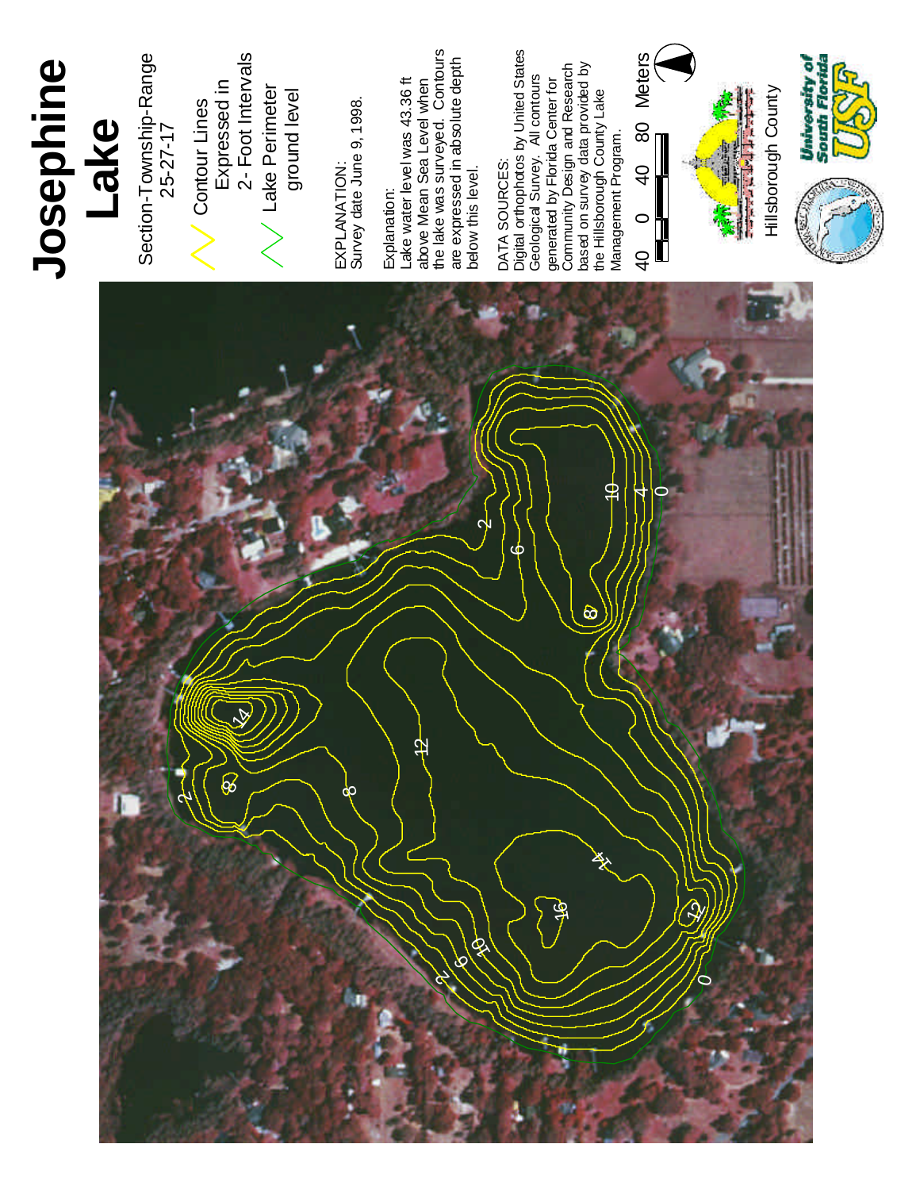# Josephine Lake

Section-Township-Range
25-27-17

Contour Lines Expressed in 2- Foot Intervals

Lake Perimeter ground level

EXPLANATION:
Survey date June 9, 1998.

Explanation:
Lake water level was 43.36 ft above Mean Sea Level when the lake was surveyed. Contours are expressed in absolute depth below this level.

DATA SOURCES:
Digital orthophotos by United States Geological Survey. All contours generated by Florida Center for Community Design and Research based on survey data provided by the Hillsborough County Lake Management Program.

40 0 40 80 Meters

Hillsborough County

University of South Florida USF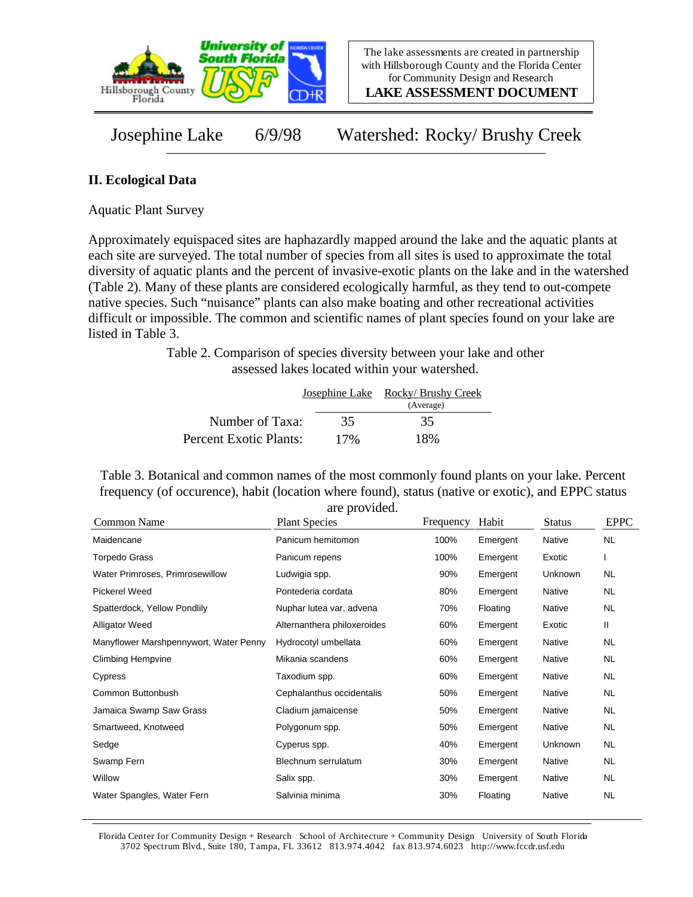Josephine Lake 6/9/98 Watershed: Rocky/ Brushy Creek

## II. Ecological Data

Aquatic Plant Survey

Approximately equispaced sites are haphazardly mapped around the lake and the aquatic plants at each site are surveyed. The total number of species from all sites is used to approximate the total diversity of aquatic plants and the percent of invasive-exotic plants on the lake and in the watershed (Table 2). Many of these plants are considered ecologically harmful, as they tend to out-compete native species. Such "nuisance" plants can also make boating and other recreational activities difficult or impossible. The common and scientific names of plant species found on your lake are listed in Table 3.

Table 2. Comparison of species diversity between your lake and other assessed lakes located within your watershed.

| | Josephine Lake | Rocky/ Brushy Creek (Average) |
|---|---|---|
| Number of Taxa: | 35 | 35 |
| Percent Exotic Plants: | 17% | 18% |

Table 3. Botanical and common names of the most commonly found plants on your lake. Percent frequency (of occurence), habit (location where found), status (native or exotic), and EPPC status are provided.

| Common Name | Plant Species | Frequency | Habit | Status | EPPC |
|---|---|---|---|---|---|
| Maidencane | Panicum hemitomon | 100% | Emergent | Native | NL |
| Torpedo Grass | Panicum repens | 100% | Emergent | Exotic | I |
| Water Primroses, Primrosewillow | Ludwigia spp. | 90% | Emergent | Unknown | NL |
| Pickerel Weed | Pontederia cordata | 80% | Emergent | Native | NL |
| Spatterdock, Yellow Pondlily | Nuphar lutea var. advena | 70% | Floating | Native | NL |
| Alligator Weed | Alternanthera philoxeroides | 60% | Emergent | Exotic | II |
| Manyflower Marshpennywort, Water Penny | Hydrocotyl umbellata | 60% | Emergent | Native | NL |
| Climbing Hempvine | Mikania scandens | 60% | Emergent | Native | NL |
| Cypress | Taxodium spp. | 60% | Emergent | Native | NL |
| Common Buttonbush | Cephalanthus occidentalis | 50% | Emergent | Native | NL |
| Jamaica Swamp Saw Grass | Cladium jamaicense | 50% | Emergent | Native | NL |
| Smartweed, Knotweed | Polygonum spp. | 50% | Emergent | Native | NL |
| Sedge | Cyperus spp. | 40% | Emergent | Unknown | NL |
| Swamp Fern | Blechnum serrulatum | 30% | Emergent | Native | NL |
| Willow | Salix spp. | 30% | Emergent | Native | NL |
| Water Spangles, Water Fern | Salvinia minima | 30% | Floating | Native | NL |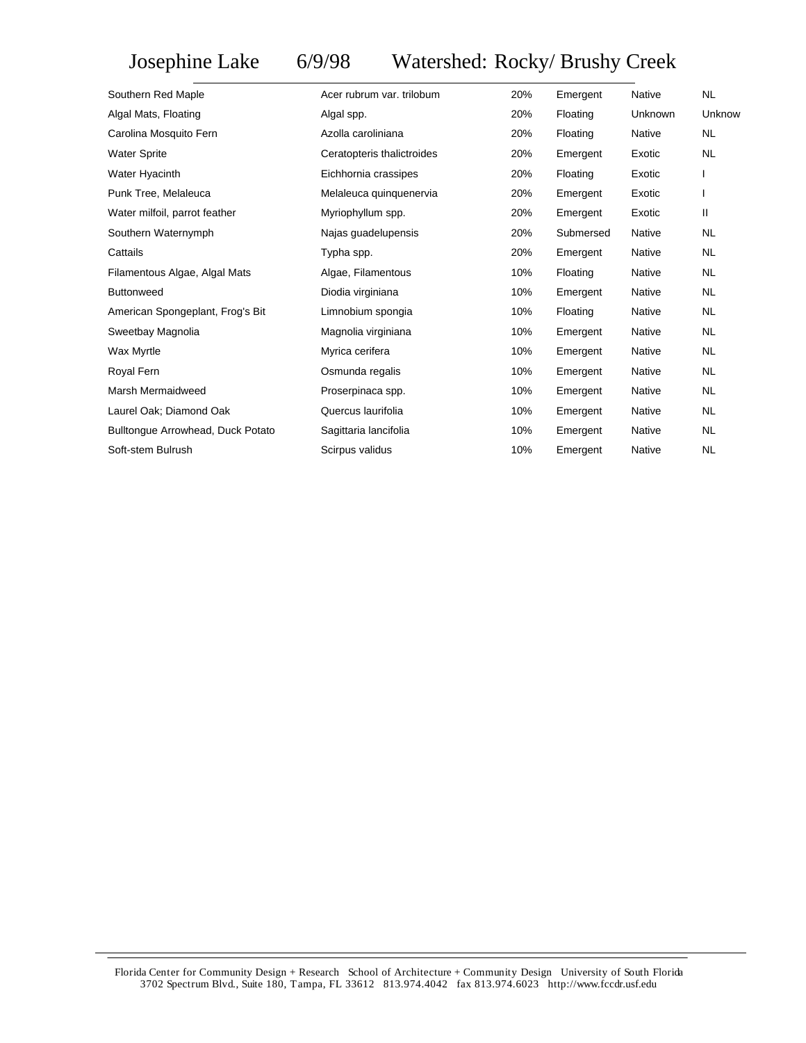# Josephine Lake 6/9/98 Watershed: Rocky/ Brushy Creek

| | | | | | |
|---|---|---|---|---|---|
| Southern Red Maple | Acer rubrum var. trilobum | 20% | Emergent | Native | NL |
| Algal Mats, Floating | Algal spp. | 20% | Floating | Unknown | Unknow |
| Carolina Mosquito Fern | Azolla caroliniana | 20% | Floating | Native | NL |
| Water Sprite | Ceratopteris thalictroides | 20% | Emergent | Exotic | NL |
| Water Hyacinth | Eichhornia crassipes | 20% | Floating | Exotic | I |
| Punk Tree, Melaleuca | Melaleuca quinquenervia | 20% | Emergent | Exotic | I |
| Water milfoil, parrot feather | Myriophyllum spp. | 20% | Emergent | Exotic | II |
| Southern Waternymph | Najas guadelupensis | 20% | Submersed | Native | NL |
| Cattails | Typha spp. | 20% | Emergent | Native | NL |
| Filamentous Algae, Algal Mats | Algae, Filamentous | 10% | Floating | Native | NL |
| Buttonweed | Diodia virginiana | 10% | Emergent | Native | NL |
| American Spongeplant, Frog's Bit | Limnobium spongia | 10% | Floating | Native | NL |
| Sweetbay Magnolia | Magnolia virginiana | 10% | Emergent | Native | NL |
| Wax Myrtle | Myrica cerifera | 10% | Emergent | Native | NL |
| Royal Fern | Osmunda regalis | 10% | Emergent | Native | NL |
| Marsh Mermaidweed | Proserpinaca spp. | 10% | Emergent | Native | NL |
| Laurel Oak; Diamond Oak | Quercus laurifolia | 10% | Emergent | Native | NL |
| Bulltongue Arrowhead, Duck Potato | Sagittaria lancifolia | 10% | Emergent | Native | NL |
| Soft-stem Bulrush | Scirpus validus | 10% | Emergent | Native | NL |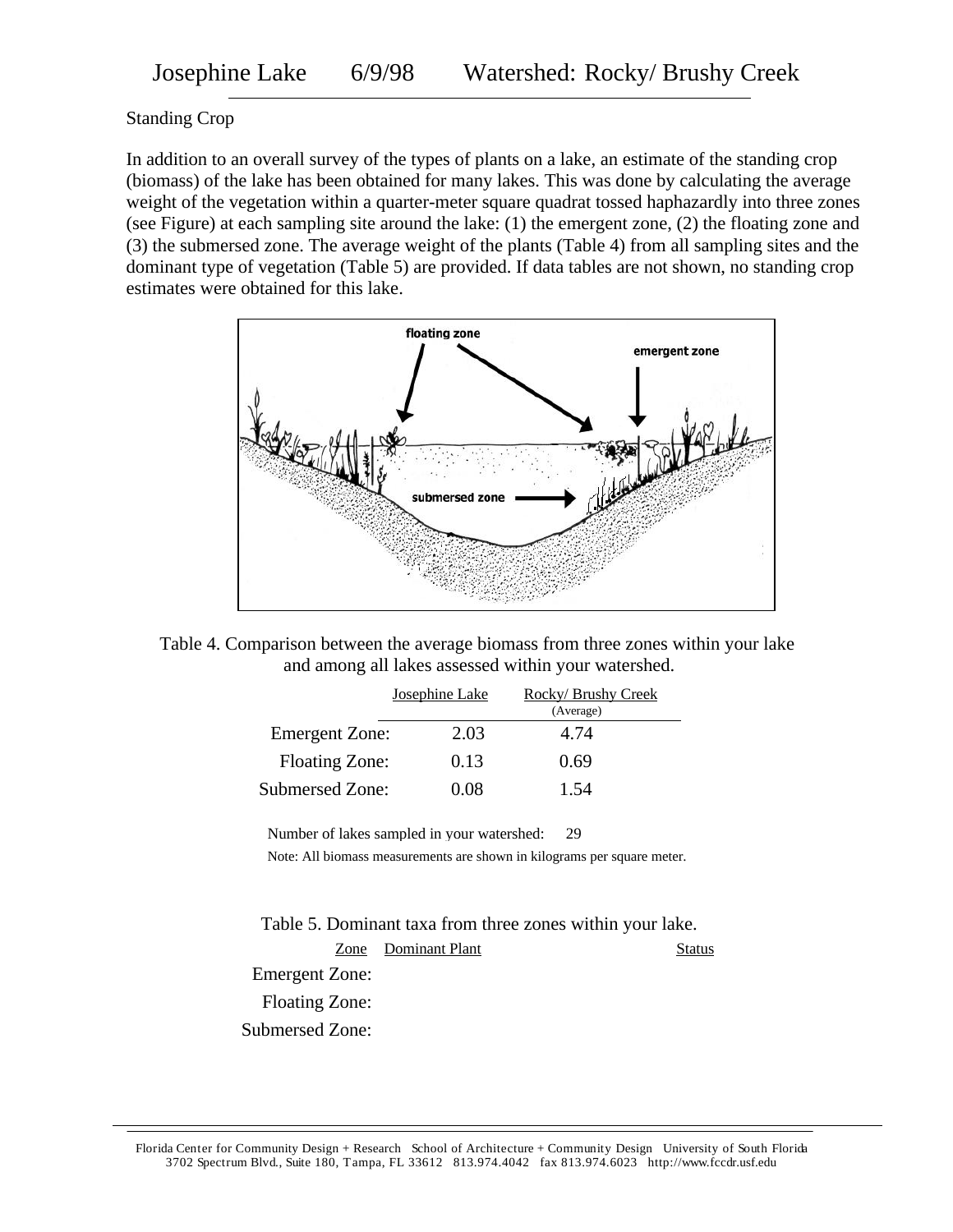# Josephine Lake 6/9/98 Watershed: Rocky/ Brushy Creek

Standing Crop

In addition to an overall survey of the types of plants on a lake, an estimate of the standing crop (biomass) of the lake has been obtained for many lakes. This was done by calculating the average weight of the vegetation within a quarter-meter square quadrat tossed haphazardly into three zones (see Figure) at each sampling site around the lake: (1) the emergent zone, (2) the floating zone and (3) the submersed zone. The average weight of the plants (Table 4) from all sampling sites and the dominant type of vegetation (Table 5) are provided. If data tables are not shown, no standing crop estimates were obtained for this lake.

floating zone

emergent zone

submersed zone

Table 4. Comparison between the average biomass from three zones within your lake and among all lakes assessed within your watershed.

| | Josephine Lake | Rocky/ Brushy Creek (Average) |
|---|---|---|
| Emergent Zone: | 2.03 | 4.74 |
| Floating Zone: | 0.13 | 0.69 |
| Submersed Zone: | 0.08 | 1.54 |

Number of lakes sampled in your watershed: 29

Note: All biomass measurements are shown in kilograms per square meter.

Table 5. Dominant taxa from three zones within your lake.

| Zone | Dominant Plant | Status |
|---|---|---|
| Emergent Zone: | | |
| Floating Zone: | | |
| Submersed Zone: | | |